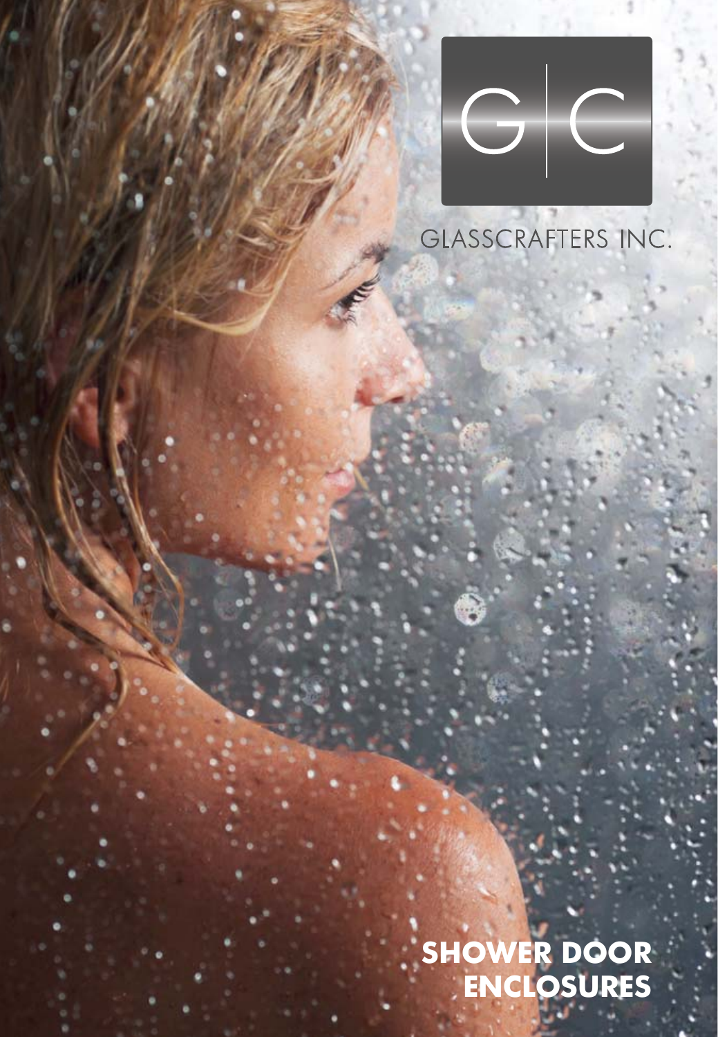G|C

GLASSCRAFTERS INC.

# SHOWER DOOR ENCLOSURES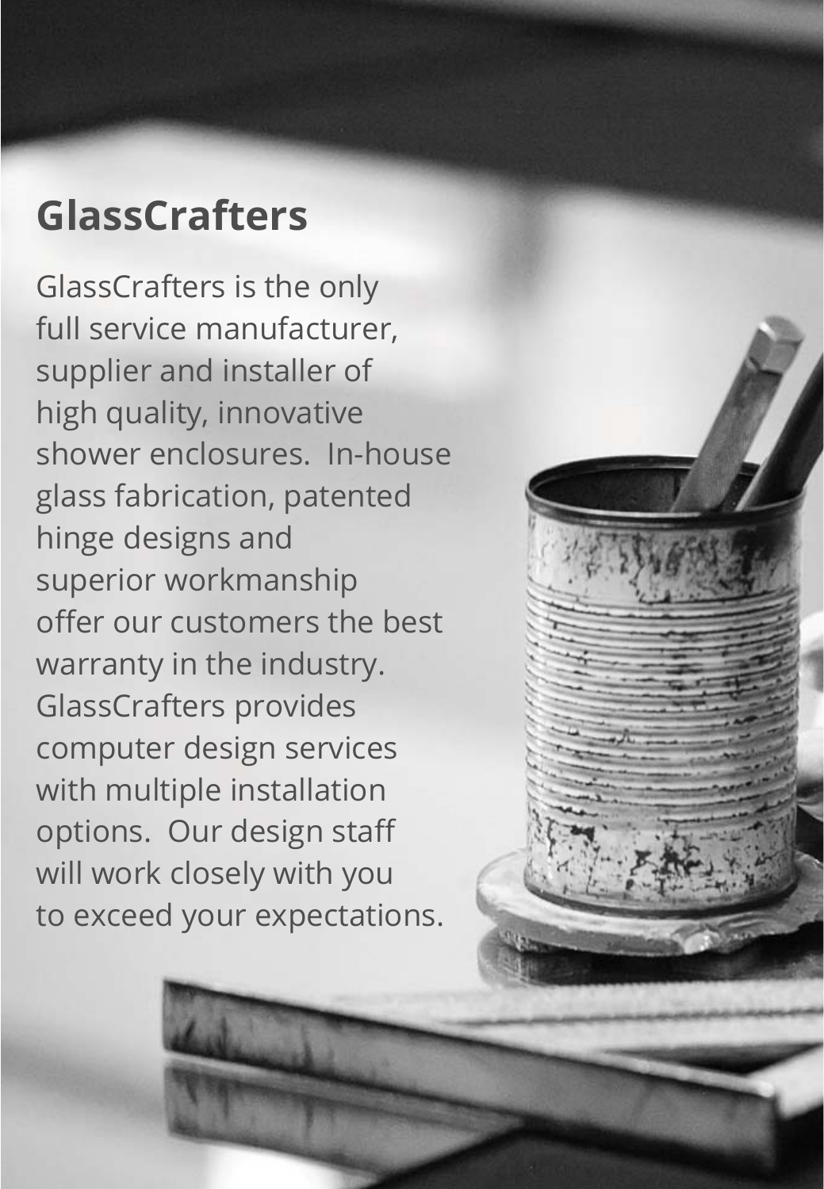# GlassCrafters

GlassCrafters is the only full service manufacturer, supplier and installer of high quality, innovative shower enclosures. In-house glass fabrication, patented hinge designs and superior workmanship offer our customers the best warranty in the industry. GlassCrafters provides computer design services with multiple installation options. Our design staff will work closely with you to exceed your expectations.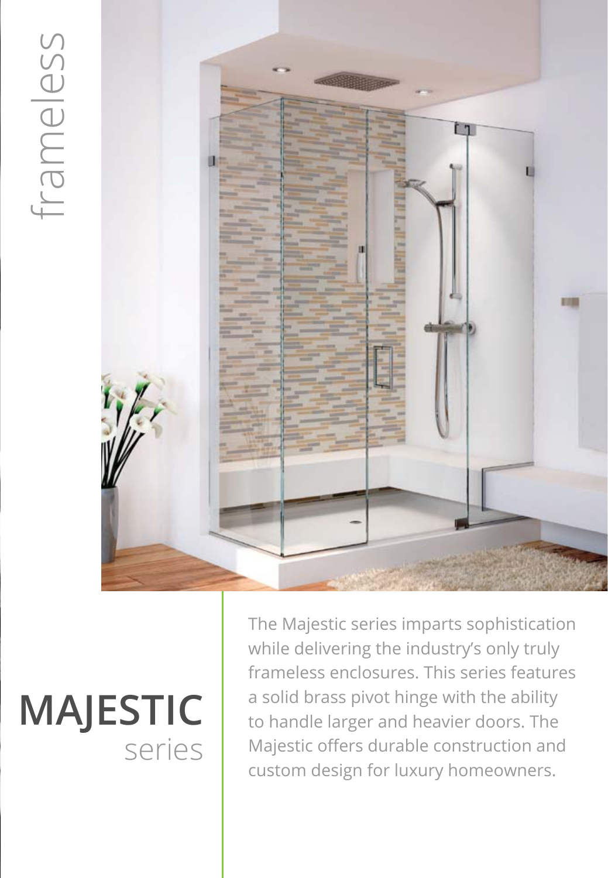frameless

# MAJESTIC
series

The Majestic series imparts sophistication while delivering the industry's only truly frameless enclosures. This series features a solid brass pivot hinge with the ability to handle larger and heavier doors. The Majestic offers durable construction and custom design for luxury homeowners.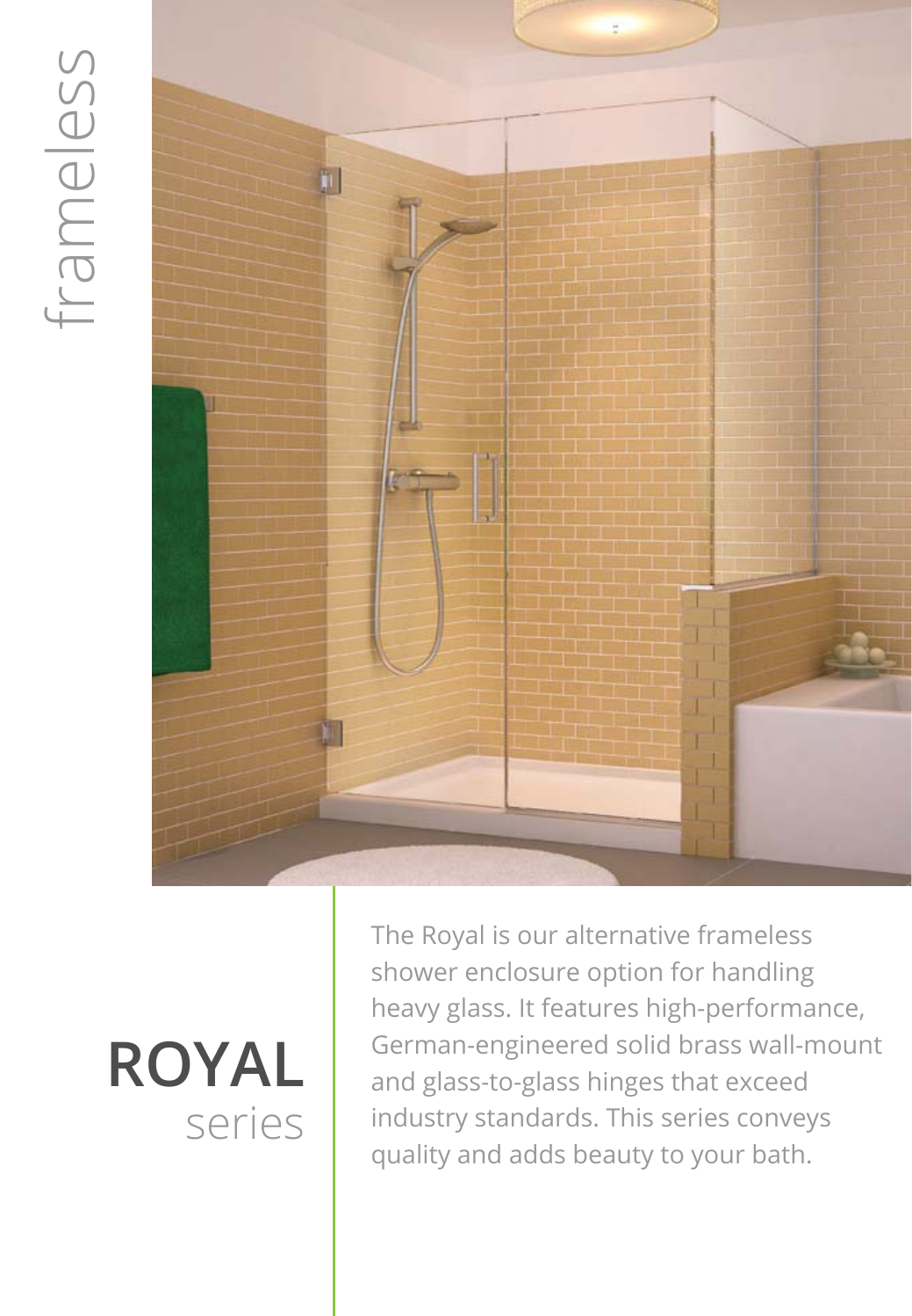frameless

# ROYAL
series

The Royal is our alternative frameless shower enclosure option for handling heavy glass. It features high-performance, German-engineered solid brass wall-mount and glass-to-glass hinges that exceed industry standards. This series conveys quality and adds beauty to your bath.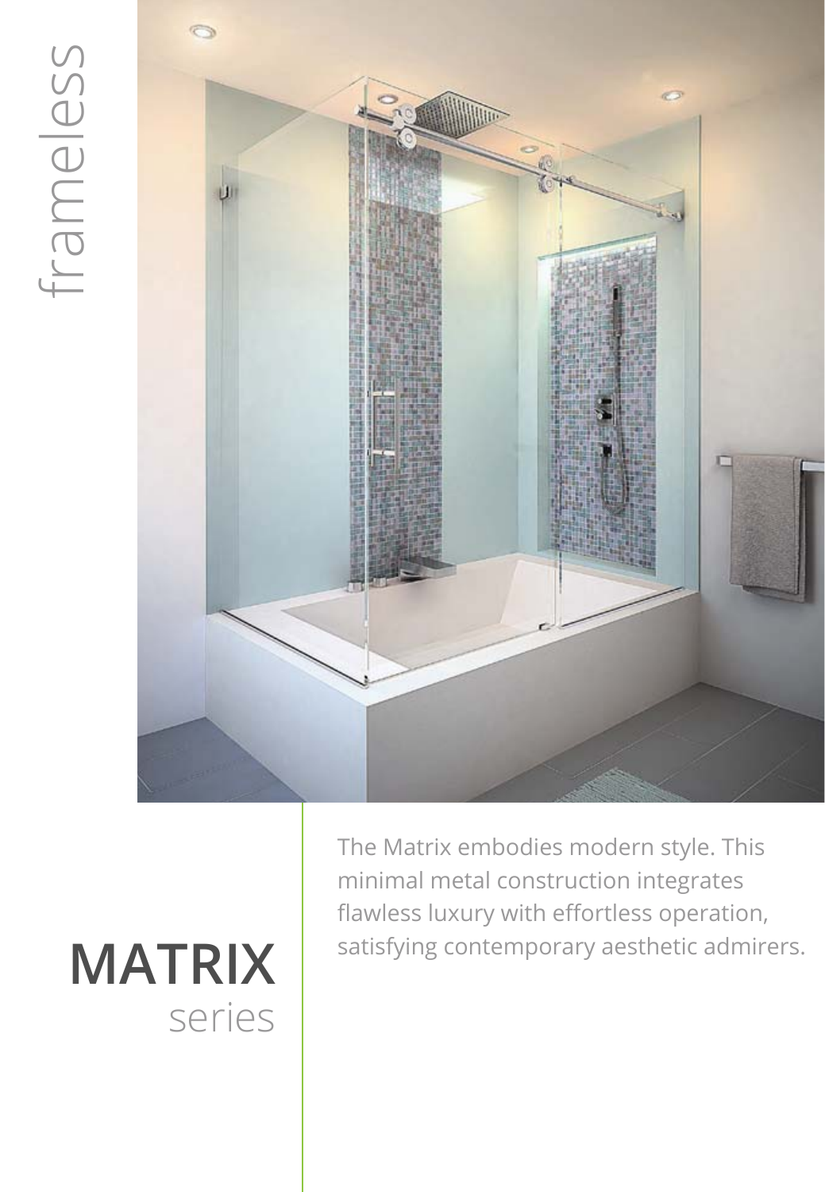frameless

# MATRIX
series

The Matrix embodies modern style. This minimal metal construction integrates flawless luxury with effortless operation, satisfying contemporary aesthetic admirers.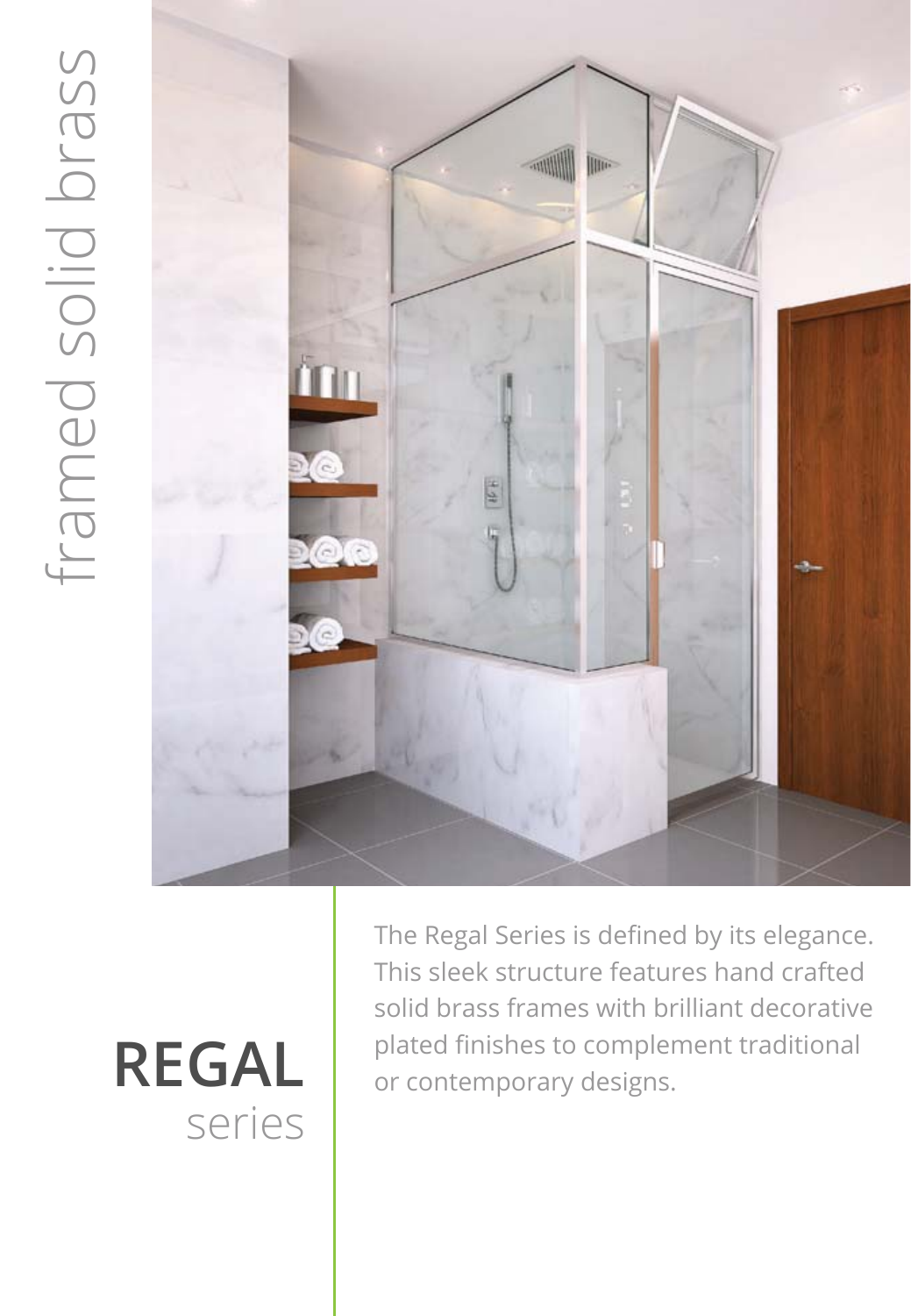framed solid brass

# REGAL
series

The Regal Series is defined by its elegance. This sleek structure features hand crafted solid brass frames with brilliant decorative plated finishes to complement traditional or contemporary designs.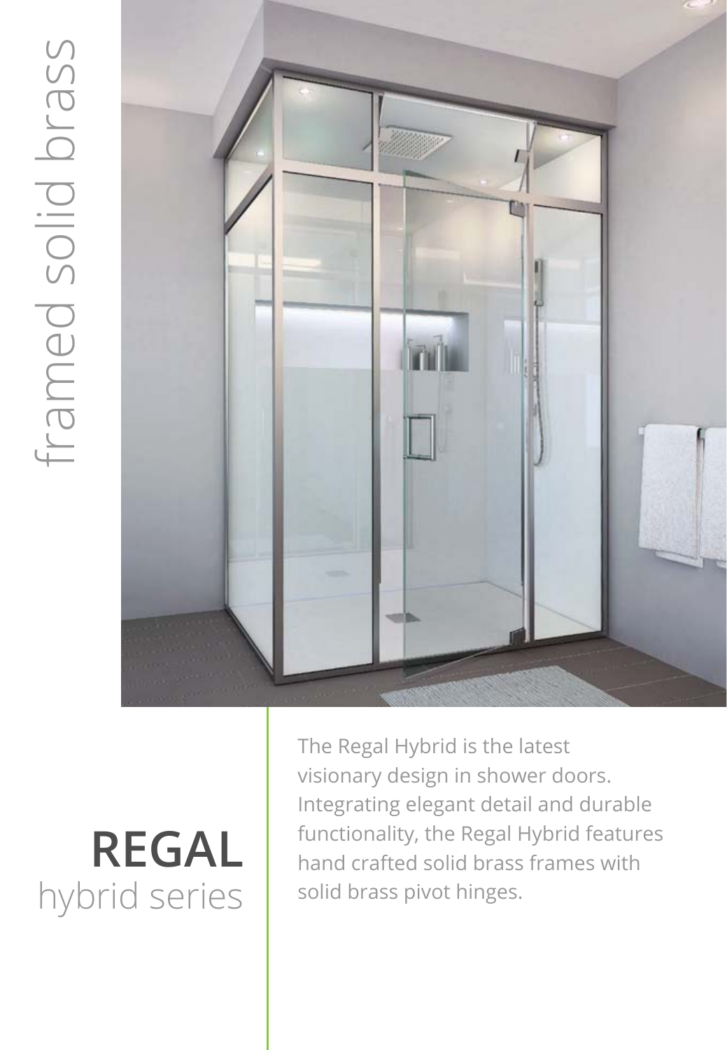framed solid brass

# REGAL
## hybrid series

The Regal Hybrid is the latest visionary design in shower doors. Integrating elegant detail and durable functionality, the Regal Hybrid features hand crafted solid brass frames with solid brass pivot hinges.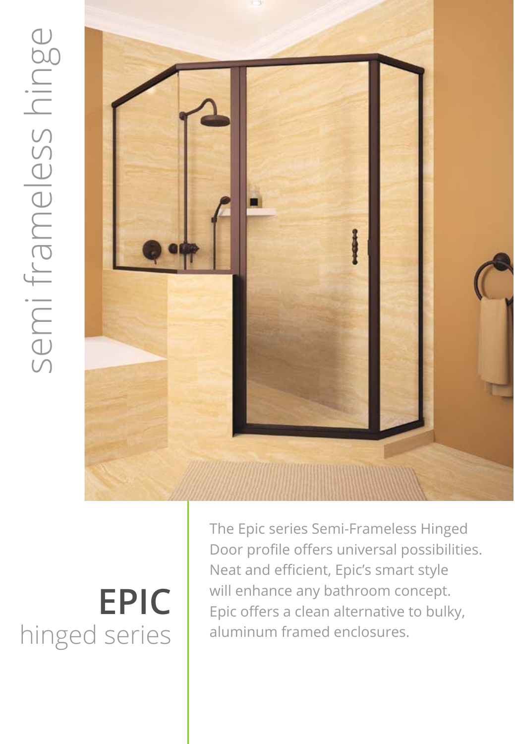semi frameless hinge

# EPIC
hinged series

The Epic series Semi-Frameless Hinged Door profile offers universal possibilities. Neat and efficient, Epic's smart style will enhance any bathroom concept. Epic offers a clean alternative to bulky, aluminum framed enclosures.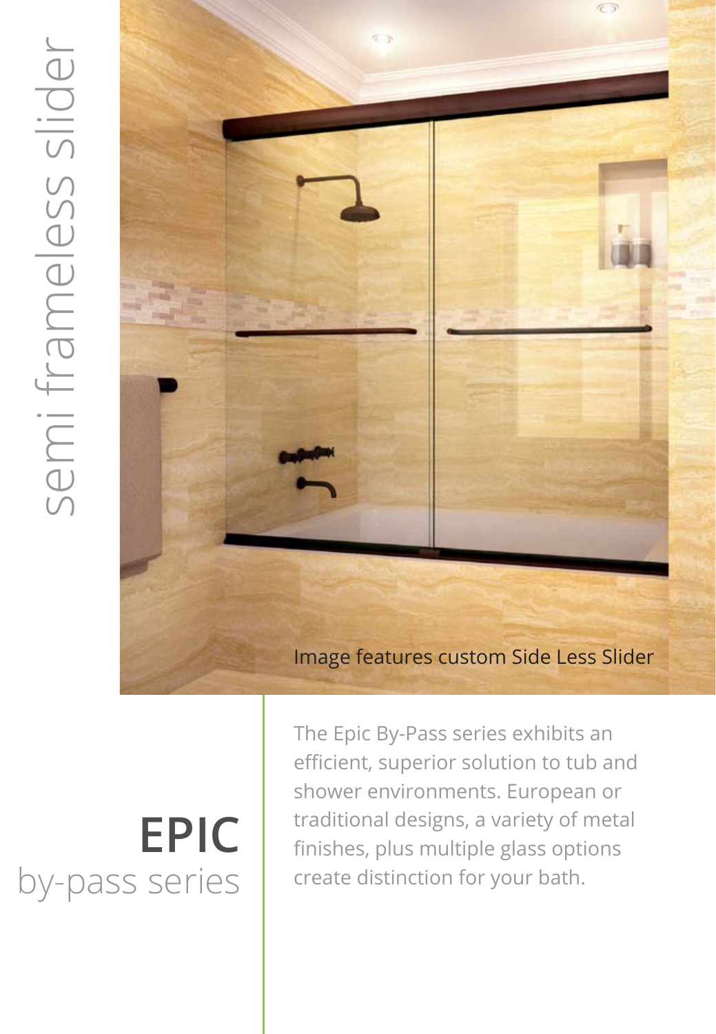semi frameless slider

Image features custom Side Less Slider

# EPIC
## by-pass series

The Epic By-Pass series exhibits an efficient, superior solution to tub and shower environments. European or traditional designs, a variety of metal finishes, plus multiple glass options create distinction for your bath.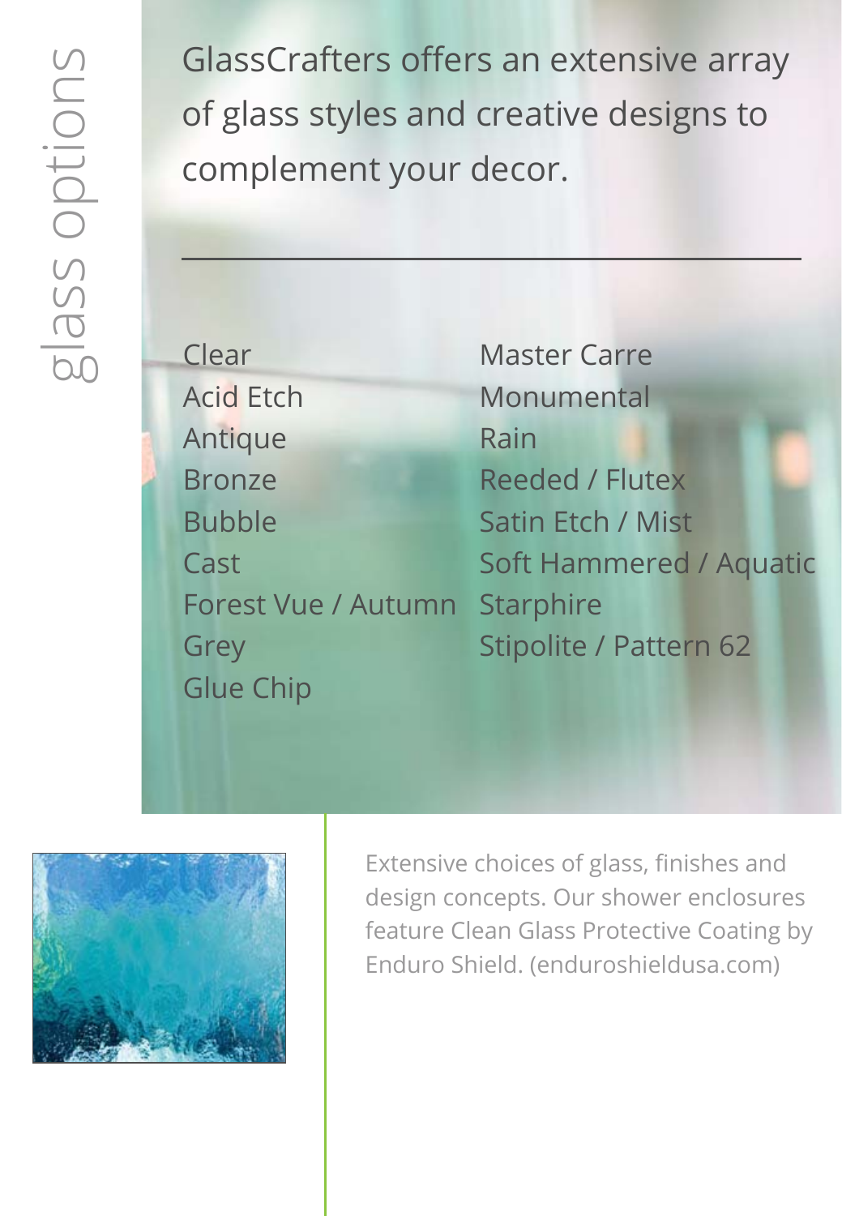# glass options

GlassCrafters offers an extensive array of glass styles and creative designs to complement your decor.

---

- Clear
- Acid Etch
- Antique
- Bronze
- Bubble
- Cast
- Forest Vue / Autumn
- Grey
- Glue Chip
- Master Carre
- Monumental
- Rain
- Reeded / Flutex
- Satin Etch / Mist
- Soft Hammered / Aquatic
- Starphire
- Stipolite / Pattern 62

Extensive choices of glass, finishes and design concepts. Our shower enclosures feature Clean Glass Protective Coating by Enduro Shield. (enduroshieldusa.com)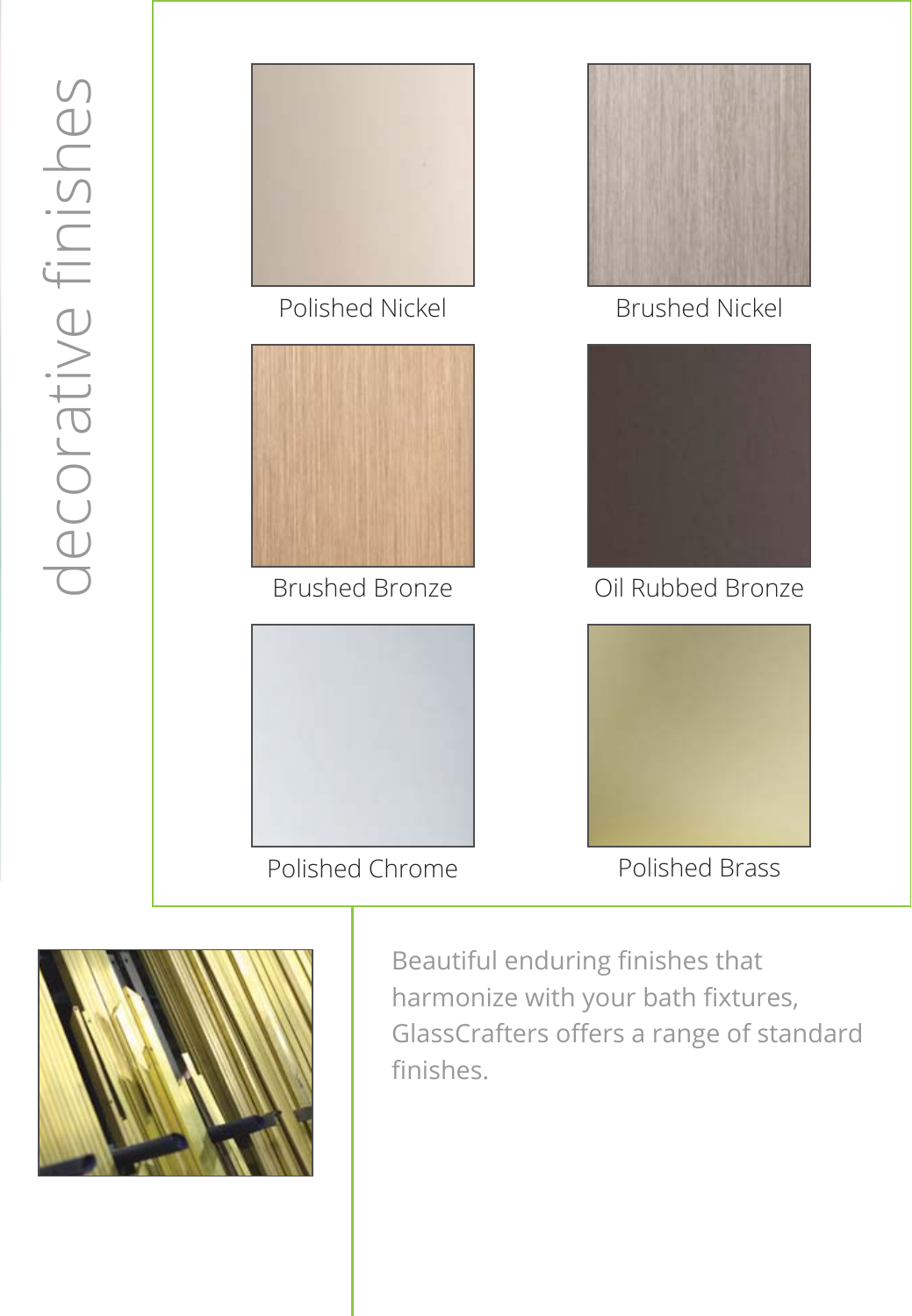# decorative finishes

Polished Nickel

Brushed Nickel

Brushed Bronze

Oil Rubbed Bronze

Polished Chrome

Polished Brass

Beautiful enduring finishes that harmonize with your bath fixtures, GlassCrafters offers a range of standard finishes.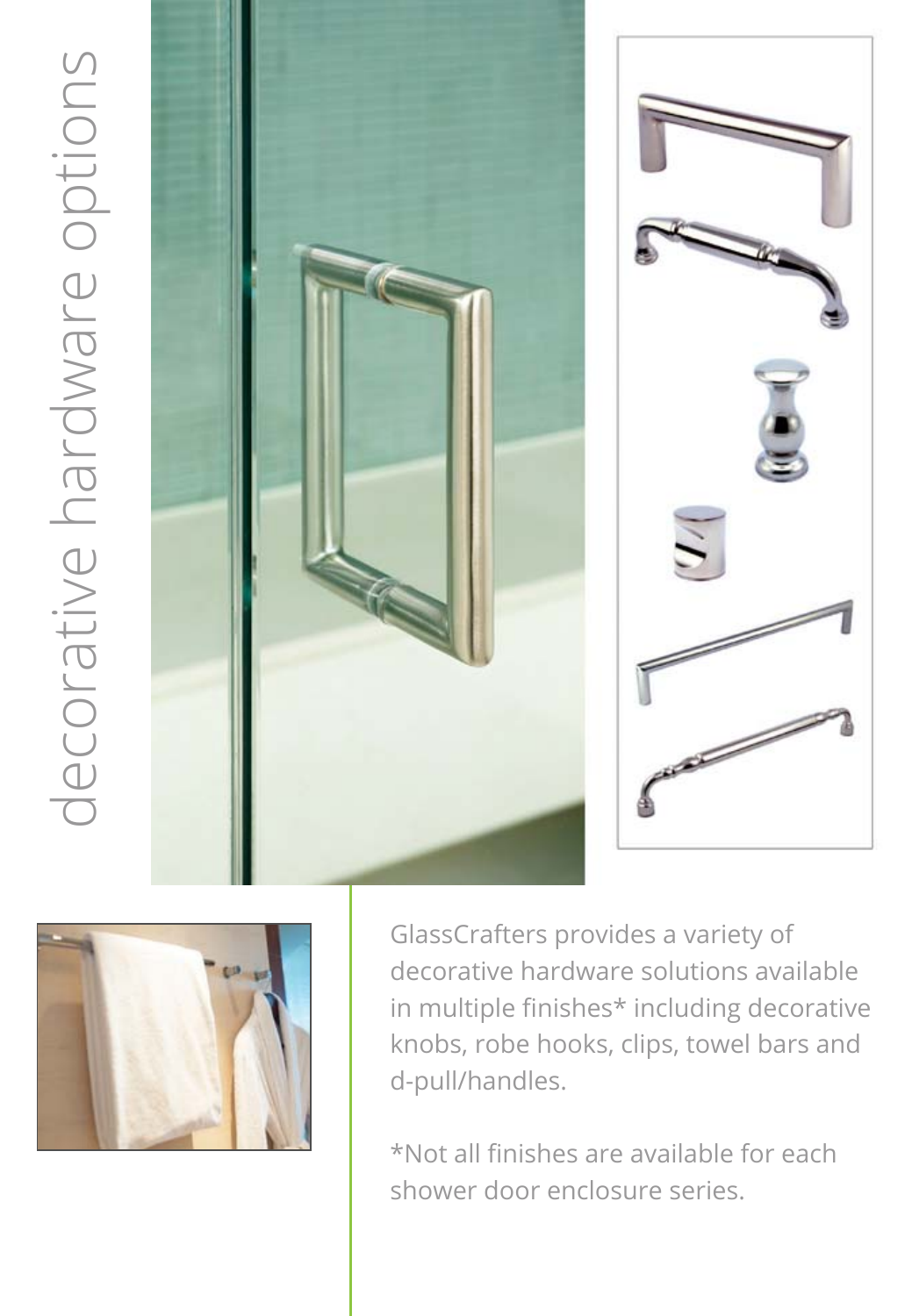# decorative hardware options

GlassCrafters provides a variety of decorative hardware solutions available in multiple finishes* including decorative knobs, robe hooks, clips, towel bars and d-pull/handles.

*Not all finishes are available for each shower door enclosure series.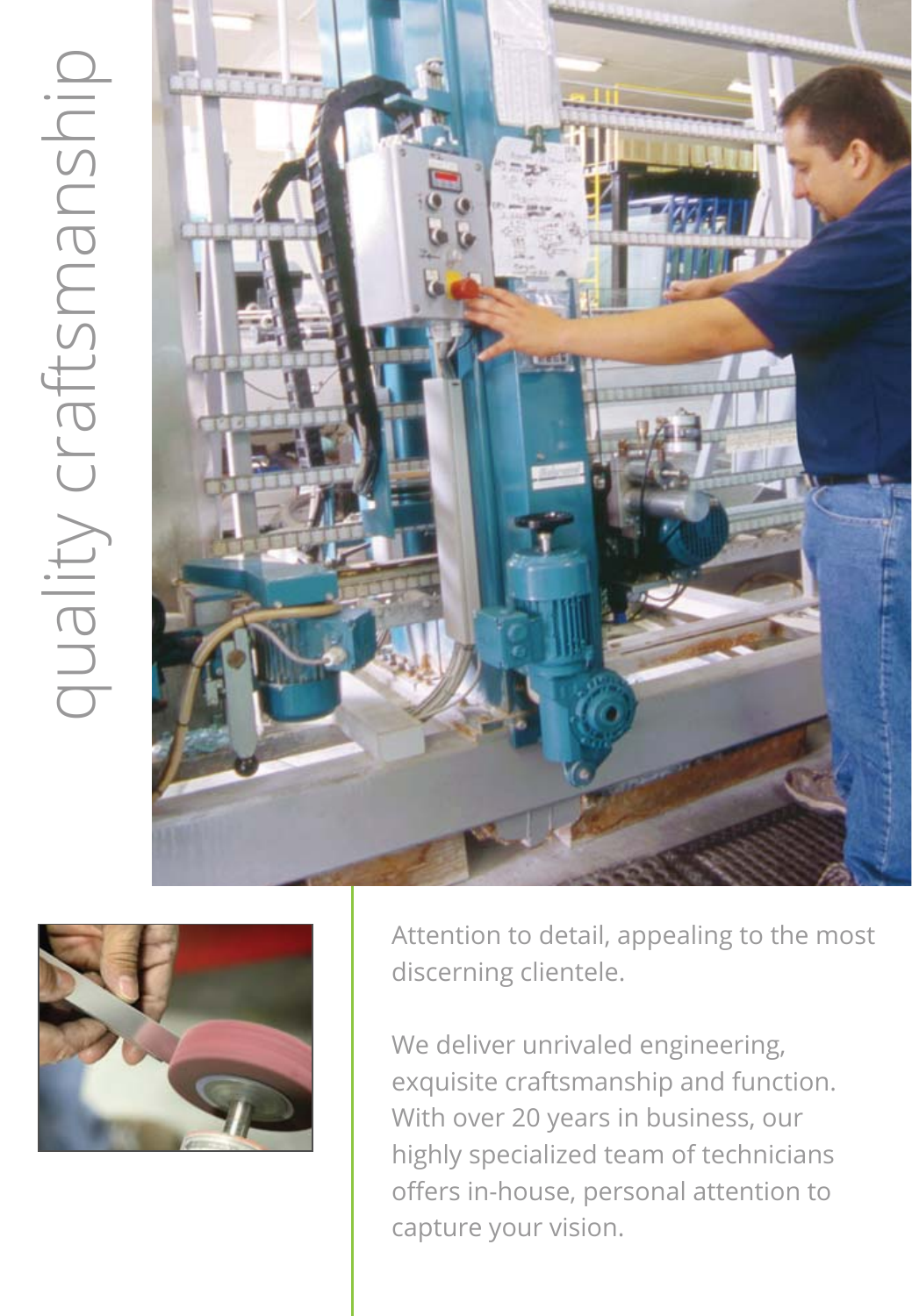# quality craftsmanship

Attention to detail, appealing to the most discerning clientele.

We deliver unrivaled engineering, exquisite craftsmanship and function. With over 20 years in business, our highly specialized team of technicians offers in-house, personal attention to capture your vision.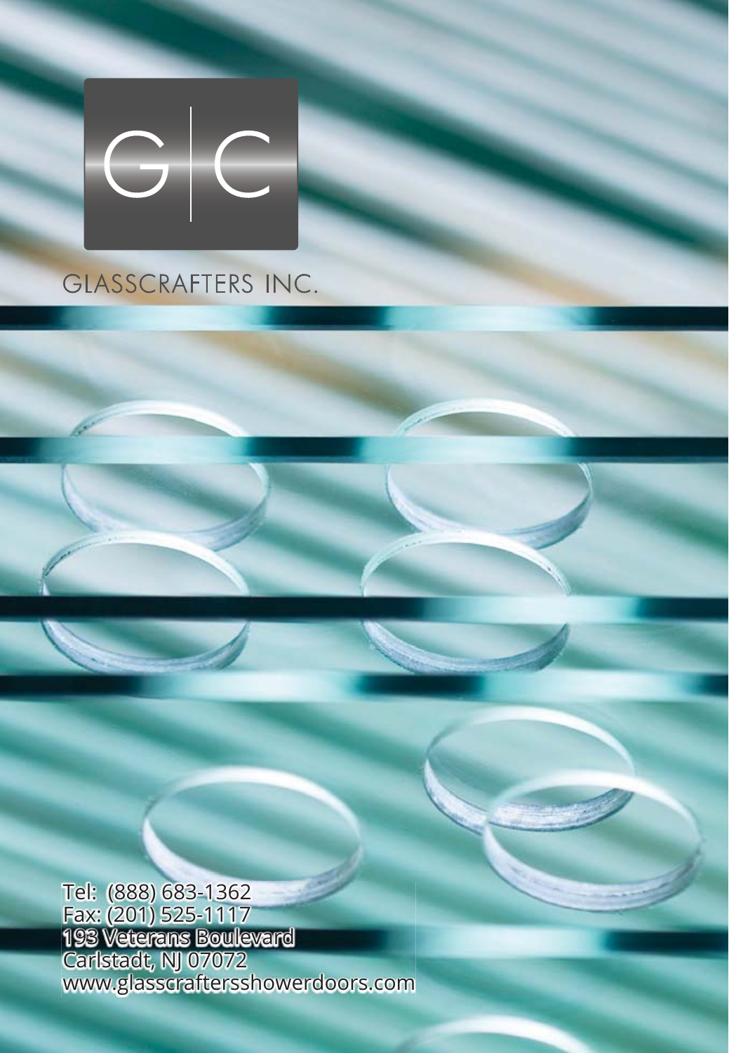G | C

GLASSCRAFTERS INC.

Tel: (888) 683-1362
Fax: (201) 525-1117
193 Veterans Boulevard
Carlstadt, NJ 07072
www.glasscraftersshowerdoors.com